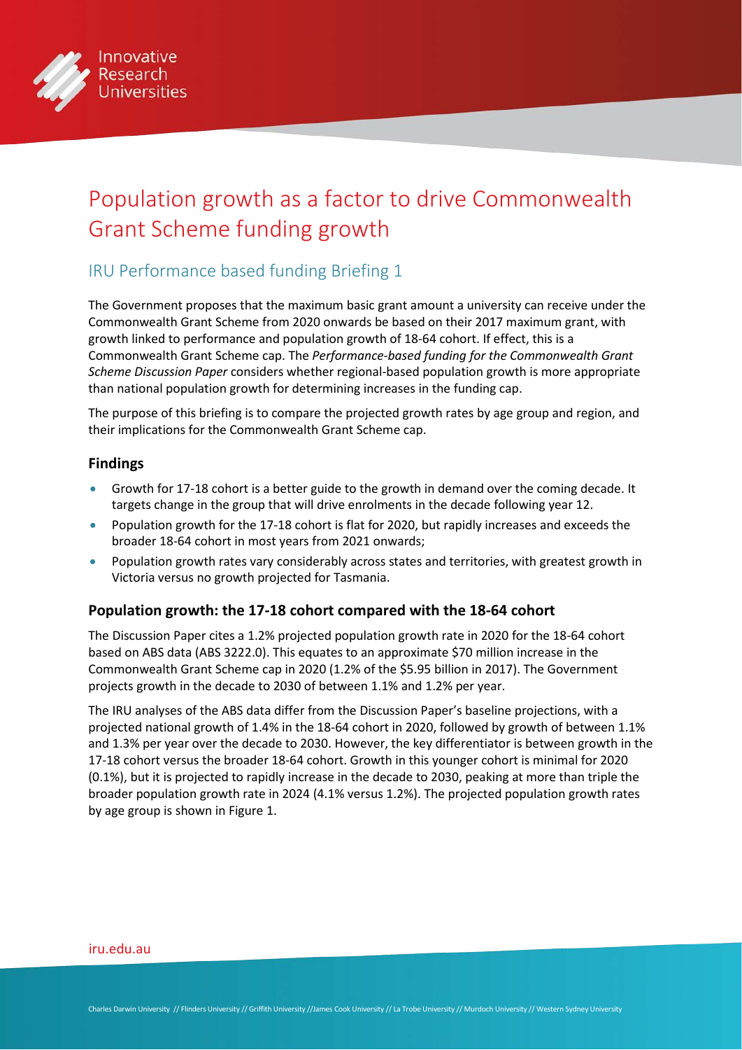# Population growth as a factor to drive Commonwealth Grant Scheme funding growth

## IRU Performance based funding Briefing 1

The Government proposes that the maximum basic grant amount a university can receive under the Commonwealth Grant Scheme from 2020 onwards be based on their 2017 maximum grant, with growth linked to performance and population growth of 18-64 cohort. If effect, this is a Commonwealth Grant Scheme cap. The *Performance-based funding for the Commonwealth Grant Scheme Discussion Paper* considers whether regional-based population growth is more appropriate than national population growth for determining increases in the funding cap.

The purpose of this briefing is to compare the projected growth rates by age group and region, and their implications for the Commonwealth Grant Scheme cap.

### Findings

- Growth for 17-18 cohort is a better guide to the growth in demand over the coming decade. It targets change in the group that will drive enrolments in the decade following year 12.
- Population growth for the 17-18 cohort is flat for 2020, but rapidly increases and exceeds the broader 18-64 cohort in most years from 2021 onwards;
- Population growth rates vary considerably across states and territories, with greatest growth in Victoria versus no growth projected for Tasmania.

### Population growth: the 17-18 cohort compared with the 18-64 cohort

The Discussion Paper cites a 1.2% projected population growth rate in 2020 for the 18-64 cohort based on ABS data (ABS 3222.0). This equates to an approximate $70 million increase in the Commonwealth Grant Scheme cap in 2020 (1.2% of the $5.95 billion in 2017). The Government projects growth in the decade to 2030 of between 1.1% and 1.2% per year.

The IRU analyses of the ABS data differ from the Discussion Paper's baseline projections, with a projected national growth of 1.4% in the 18-64 cohort in 2020, followed by growth of between 1.1% and 1.3% per year over the decade to 2030. However, the key differentiator is between growth in the 17-18 cohort versus the broader 18-64 cohort. Growth in this younger cohort is minimal for 2020 (0.1%), but it is projected to rapidly increase in the decade to 2030, peaking at more than triple the broader population growth rate in 2024 (4.1% versus 1.2%). The projected population growth rates by age group is shown in Figure 1.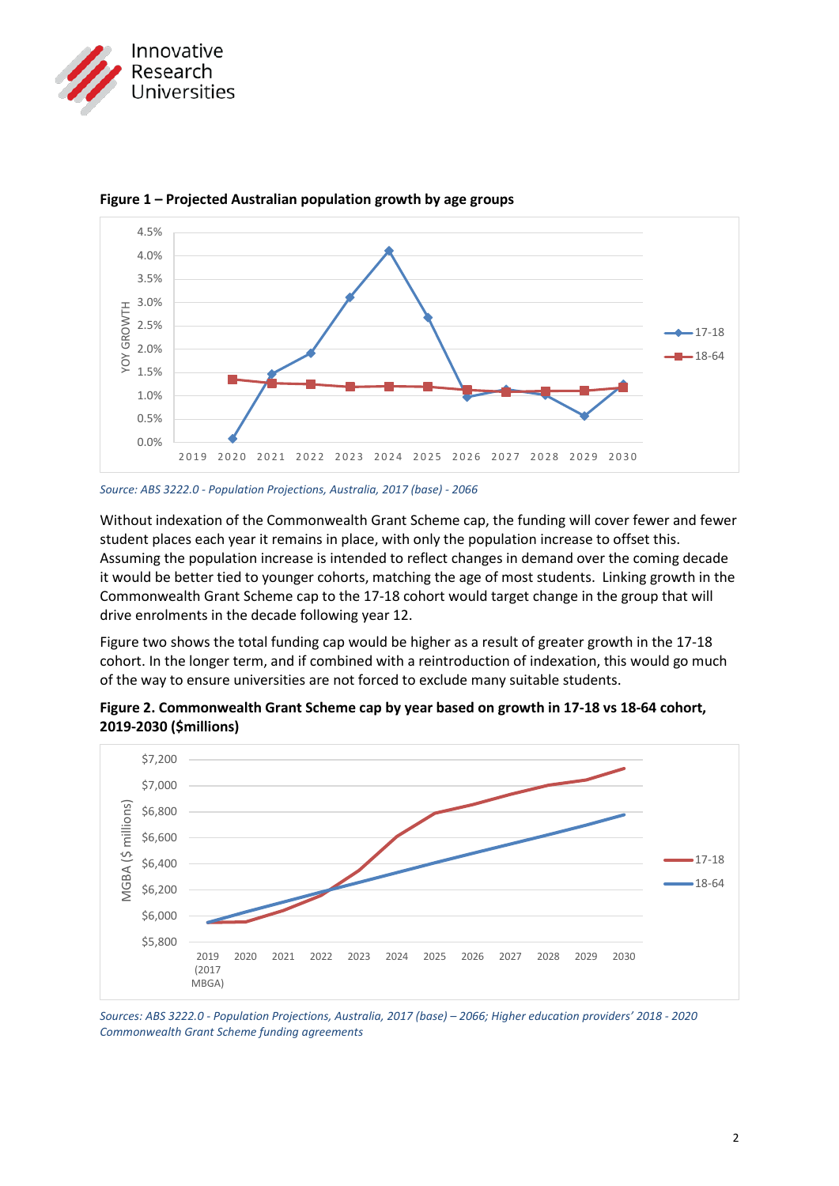**Figure 1 – Projected Australian population growth by age groups**

*Source: ABS 3222.0 - Population Projections, Australia, 2017 (base) - 2066*

Without indexation of the Commonwealth Grant Scheme cap, the funding will cover fewer and fewer student places each year it remains in place, with only the population increase to offset this. Assuming the population increase is intended to reflect changes in demand over the coming decade it would be better tied to younger cohorts, matching the age of most students. Linking growth in the Commonwealth Grant Scheme cap to the 17-18 cohort would target change in the group that will drive enrolments in the decade following year 12.

Figure two shows the total funding cap would be higher as a result of greater growth in the 17-18 cohort. In the longer term, and if combined with a reintroduction of indexation, this would go much of the way to ensure universities are not forced to exclude many suitable students.

**Figure 2. Commonwealth Grant Scheme cap by year based on growth in 17-18 vs 18-64 cohort, 2019-2030 ($millions)**

*Sources: ABS 3222.0 - Population Projections, Australia, 2017 (base) – 2066; Higher education providers' 2018 - 2020 Commonwealth Grant Scheme funding agreements*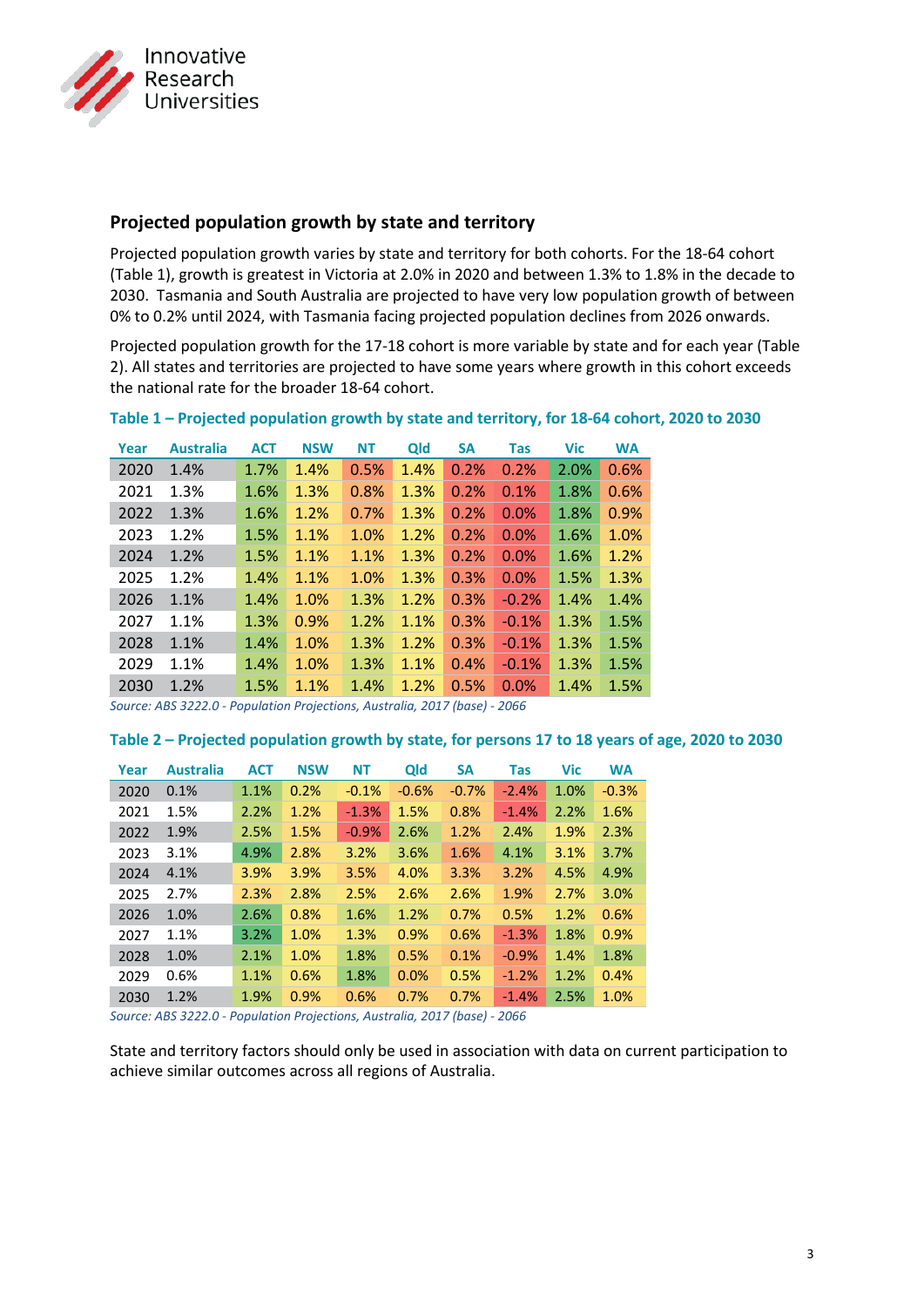## Projected population growth by state and territory

Projected population growth varies by state and territory for both cohorts. For the 18-64 cohort (Table 1), growth is greatest in Victoria at 2.0% in 2020 and between 1.3% to 1.8% in the decade to 2030. Tasmania and South Australia are projected to have very low population growth of between 0% to 0.2% until 2024, with Tasmania facing projected population declines from 2026 onwards.

Projected population growth for the 17-18 cohort is more variable by state and for each year (Table 2). All states and territories are projected to have some years where growth in this cohort exceeds the national rate for the broader 18-64 cohort.

**Table 1 – Projected population growth by state and territory, for 18-64 cohort, 2020 to 2030**

| Year | Australia | ACT | NSW | NT | Qld | SA | Tas | Vic | WA |
|---|---|---|---|---|---|---|---|---|---|
| 2020 | 1.4% | 1.7% | 1.4% | 0.5% | 1.4% | 0.2% | 0.2% | 2.0% | 0.6% |
| 2021 | 1.3% | 1.6% | 1.3% | 0.8% | 1.3% | 0.2% | 0.1% | 1.8% | 0.6% |
| 2022 | 1.3% | 1.6% | 1.2% | 0.7% | 1.3% | 0.2% | 0.0% | 1.8% | 0.9% |
| 2023 | 1.2% | 1.5% | 1.1% | 1.0% | 1.2% | 0.2% | 0.0% | 1.6% | 1.0% |
| 2024 | 1.2% | 1.5% | 1.1% | 1.1% | 1.3% | 0.2% | 0.0% | 1.6% | 1.2% |
| 2025 | 1.2% | 1.4% | 1.1% | 1.0% | 1.3% | 0.3% | 0.0% | 1.5% | 1.3% |
| 2026 | 1.1% | 1.4% | 1.0% | 1.3% | 1.2% | 0.3% | -0.2% | 1.4% | 1.4% |
| 2027 | 1.1% | 1.3% | 0.9% | 1.2% | 1.1% | 0.3% | -0.1% | 1.3% | 1.5% |
| 2028 | 1.1% | 1.4% | 1.0% | 1.3% | 1.2% | 0.3% | -0.1% | 1.3% | 1.5% |
| 2029 | 1.1% | 1.4% | 1.0% | 1.3% | 1.1% | 0.4% | -0.1% | 1.3% | 1.5% |
| 2030 | 1.2% | 1.5% | 1.1% | 1.4% | 1.2% | 0.5% | 0.0% | 1.4% | 1.5% |

*Source: ABS 3222.0 - Population Projections, Australia, 2017 (base) - 2066*

**Table 2 – Projected population growth by state, for persons 17 to 18 years of age, 2020 to 2030**

| Year | Australia | ACT | NSW | NT | Qld | SA | Tas | Vic | WA |
|---|---|---|---|---|---|---|---|---|---|
| 2020 | 0.1% | 1.1% | 0.2% | -0.1% | -0.6% | -0.7% | -2.4% | 1.0% | -0.3% |
| 2021 | 1.5% | 2.2% | 1.2% | -1.3% | 1.5% | 0.8% | -1.4% | 2.2% | 1.6% |
| 2022 | 1.9% | 2.5% | 1.5% | -0.9% | 2.6% | 1.2% | 2.4% | 1.9% | 2.3% |
| 2023 | 3.1% | 4.9% | 2.8% | 3.2% | 3.6% | 1.6% | 4.1% | 3.1% | 3.7% |
| 2024 | 4.1% | 3.9% | 3.9% | 3.5% | 4.0% | 3.3% | 3.2% | 4.5% | 4.9% |
| 2025 | 2.7% | 2.3% | 2.8% | 2.5% | 2.6% | 2.6% | 1.9% | 2.7% | 3.0% |
| 2026 | 1.0% | 2.6% | 0.8% | 1.6% | 1.2% | 0.7% | 0.5% | 1.2% | 0.6% |
| 2027 | 1.1% | 3.2% | 1.0% | 1.3% | 0.9% | 0.6% | -1.3% | 1.8% | 0.9% |
| 2028 | 1.0% | 2.1% | 1.0% | 1.8% | 0.5% | 0.1% | -0.9% | 1.4% | 1.8% |
| 2029 | 0.6% | 1.1% | 0.6% | 1.8% | 0.0% | 0.5% | -1.2% | 1.2% | 0.4% |
| 2030 | 1.2% | 1.9% | 0.9% | 0.6% | 0.7% | 0.7% | -1.4% | 2.5% | 1.0% |

*Source: ABS 3222.0 - Population Projections, Australia, 2017 (base) - 2066*

State and territory factors should only be used in association with data on current participation to achieve similar outcomes across all regions of Australia.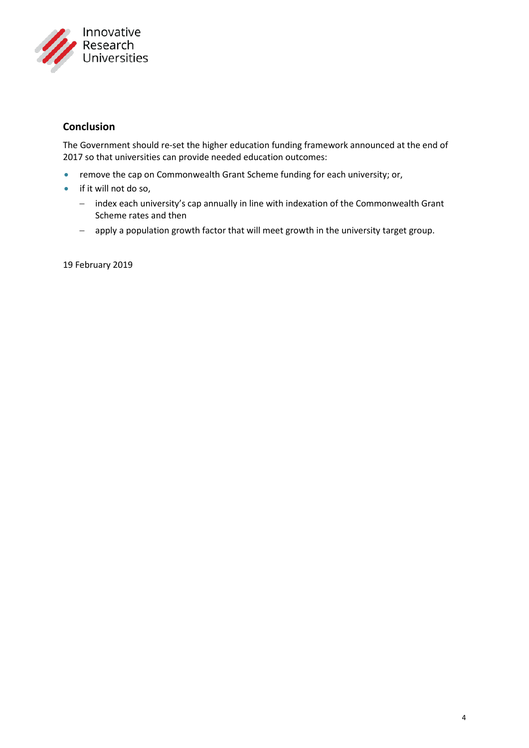## Conclusion

The Government should re-set the higher education funding framework announced at the end of 2017 so that universities can provide needed education outcomes:

- remove the cap on Commonwealth Grant Scheme funding for each university; or,
- if it will not do so,
  - index each university's cap annually in line with indexation of the Commonwealth Grant Scheme rates and then
  - apply a population growth factor that will meet growth in the university target group.

19 February 2019